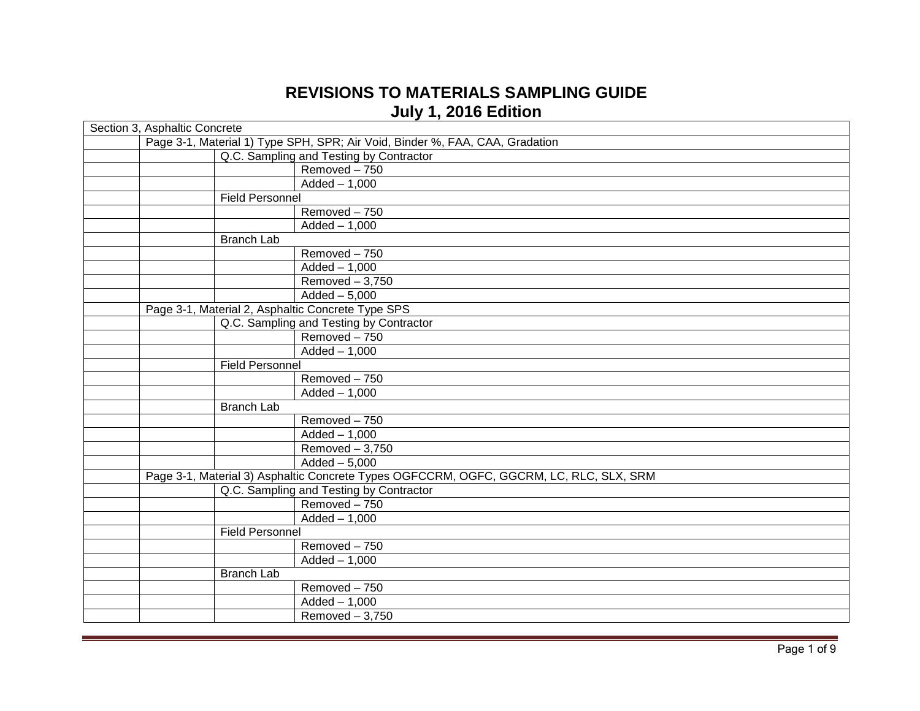# REVISIONS TO MATERIALS SAMPLING GUIDE
## July 1, 2016 Edition

| Section 3, Asphaltic Concrete | | | |
|---|---|---|---|
| | Page 3-1, Material 1) Type SPH, SPR; Air Void, Binder %, FAA, CAA, Gradation | | |
| | | Q.C. Sampling and Testing by Contractor | |
| | | | Removed – 750 |
| | | | Added – 1,000 |
| | | Field Personnel | |
| | | | Removed – 750 |
| | | | Added – 1,000 |
| | | Branch Lab | |
| | | | Removed – 750 |
| | | | Added – 1,000 |
| | | | Removed – 3,750 |
| | | | Added – 5,000 |
| | Page 3-1, Material 2, Asphaltic Concrete Type SPS | | |
| | | Q.C. Sampling and Testing by Contractor | |
| | | | Removed – 750 |
| | | | Added – 1,000 |
| | | Field Personnel | |
| | | | Removed – 750 |
| | | | Added – 1,000 |
| | | Branch Lab | |
| | | | Removed – 750 |
| | | | Added – 1,000 |
| | | | Removed – 3,750 |
| | | | Added – 5,000 |
| | Page 3-1, Material 3) Asphaltic Concrete Types OGFCCRM, OGFC, GGCRM, LC, RLC, SLX, SRM | | |
| | | Q.C. Sampling and Testing by Contractor | |
| | | | Removed – 750 |
| | | | Added – 1,000 |
| | | Field Personnel | |
| | | | Removed – 750 |
| | | | Added – 1,000 |
| | | Branch Lab | |
| | | | Removed – 750 |
| | | | Added – 1,000 |
| | | | Removed – 3,750 |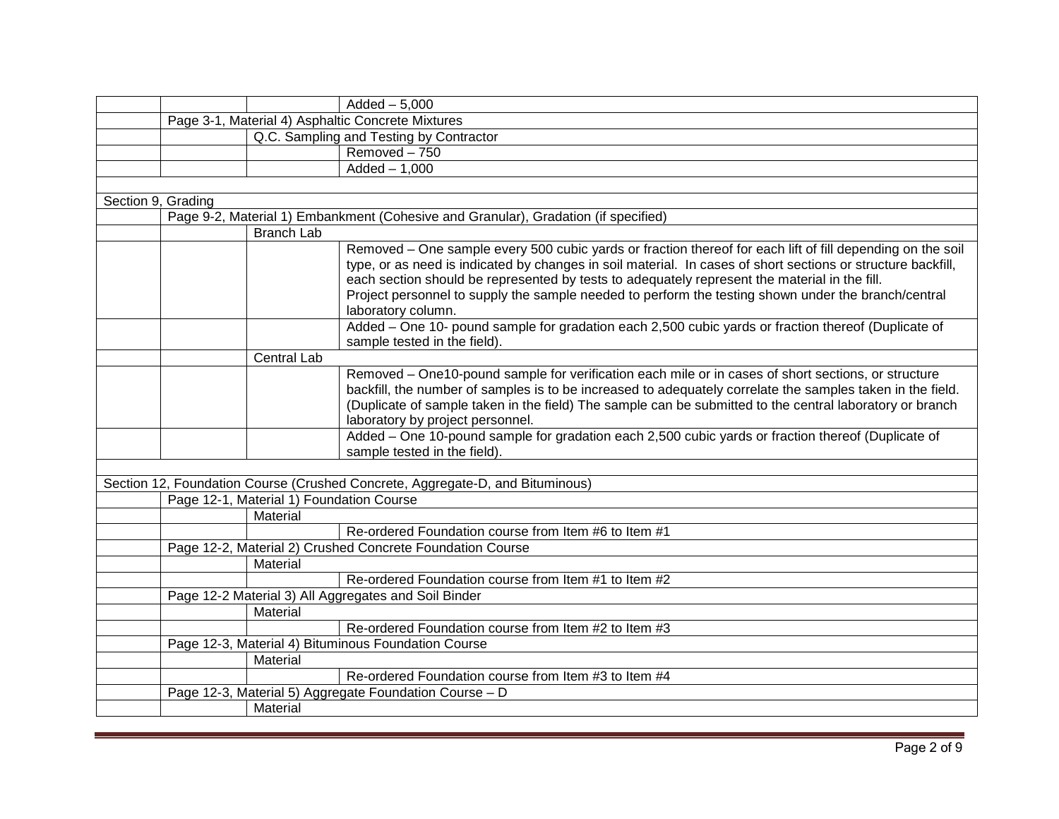| | | | |
|---|---|---|---|
| | | | Added – 5,000 |
| | Page 3-1, Material 4) Asphaltic Concrete Mixtures | | |
| | | Q.C. Sampling and Testing by Contractor | |
| | | | Removed – 750 |
| | | | Added – 1,000 |
| | | | |
| Section 9, Grading | | | |
| | Page 9-2, Material 1) Embankment (Cohesive and Granular), Gradation (if specified) | | |
| | | Branch Lab | |
| | | | Removed – One sample every 500 cubic yards or fraction thereof for each lift of fill depending on the soil type, or as need is indicated by changes in soil material. In cases of short sections or structure backfill, each section should be represented by tests to adequately represent the material in the fill. Project personnel to supply the sample needed to perform the testing shown under the branch/central laboratory column. |
| | | | Added – One 10- pound sample for gradation each 2,500 cubic yards or fraction thereof (Duplicate of sample tested in the field). |
| | | Central Lab | |
| | | | Removed – One10-pound sample for verification each mile or in cases of short sections, or structure backfill, the number of samples is to be increased to adequately correlate the samples taken in the field. (Duplicate of sample taken in the field) The sample can be submitted to the central laboratory or branch laboratory by project personnel. |
| | | | Added – One 10-pound sample for gradation each 2,500 cubic yards or fraction thereof (Duplicate of sample tested in the field). |
| | | | |
| Section 12, Foundation Course (Crushed Concrete, Aggregate-D, and Bituminous) | | | |
| | Page 12-1, Material 1) Foundation Course | | |
| | | Material | |
| | | | Re-ordered Foundation course from Item #6 to Item #1 |
| | Page 12-2, Material 2) Crushed Concrete Foundation Course | | |
| | | Material | |
| | | | Re-ordered Foundation course from Item #1 to Item #2 |
| | Page 12-2 Material 3) All Aggregates and Soil Binder | | |
| | | Material | |
| | | | Re-ordered Foundation course from Item #2 to Item #3 |
| | Page 12-3, Material 4) Bituminous Foundation Course | | |
| | | Material | |
| | | | Re-ordered Foundation course from Item #3 to Item #4 |
| | Page 12-3, Material 5) Aggregate Foundation Course – D | | |
| | | Material | |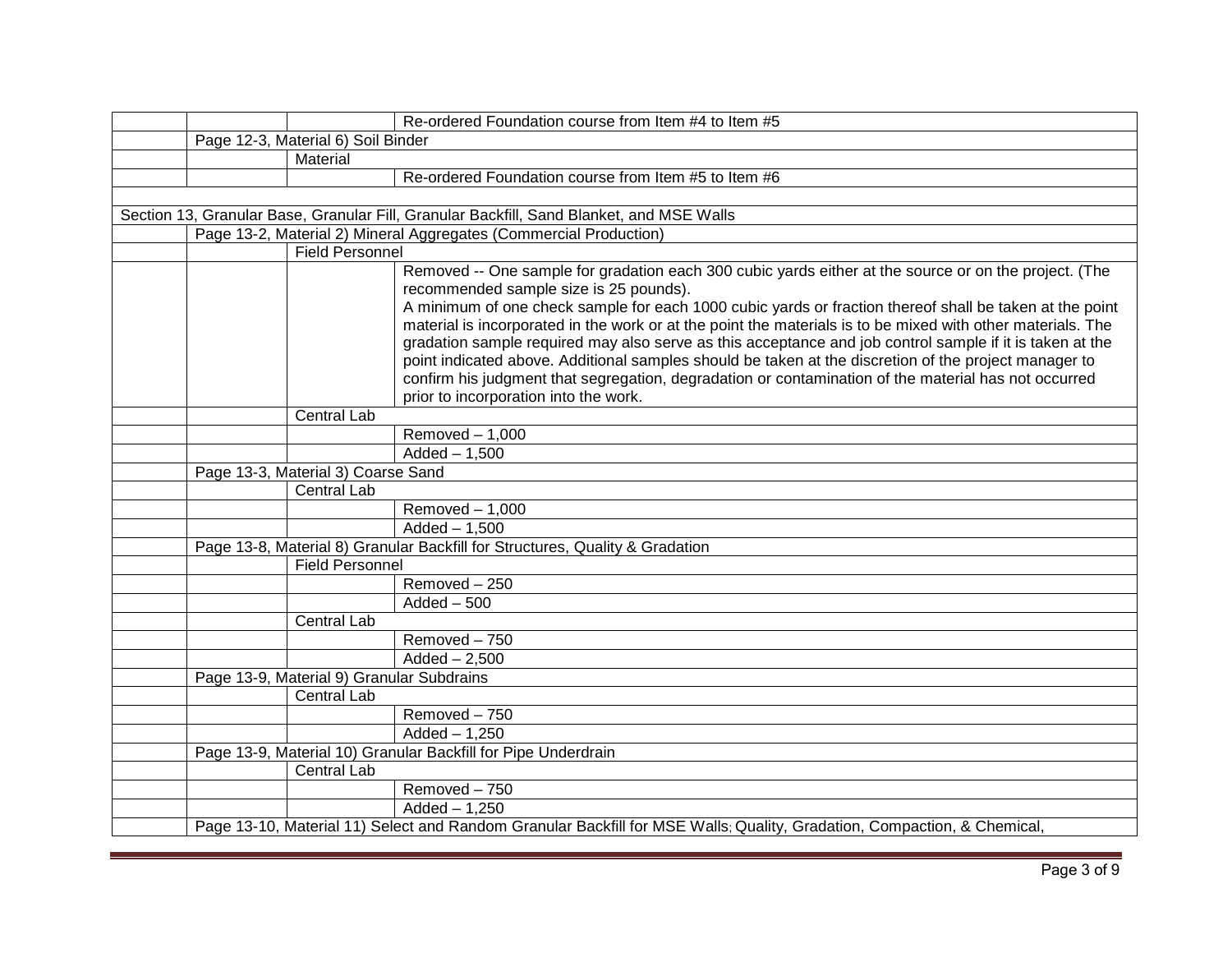| | | | |
|---|---|---|---|
| | | | Re-ordered Foundation course from Item #4 to Item #5 |
| | Page 12-3, Material 6) Soil Binder | | |
| | | Material | |
| | | | Re-ordered Foundation course from Item #5 to Item #6 |
| | | | |
| Section 13, Granular Base, Granular Fill, Granular Backfill, Sand Blanket, and MSE Walls | | | |
| | Page 13-2, Material 2) Mineral Aggregates (Commercial Production) | | |
| | | Field Personnel | |
| | | | Removed -- One sample for gradation each 300 cubic yards either at the source or on the project. (The recommended sample size is 25 pounds).<br>A minimum of one check sample for each 1000 cubic yards or fraction thereof shall be taken at the point material is incorporated in the work or at the point the materials is to be mixed with other materials. The gradation sample required may also serve as this acceptance and job control sample if it is taken at the point indicated above. Additional samples should be taken at the discretion of the project manager to confirm his judgment that segregation, degradation or contamination of the material has not occurred prior to incorporation into the work. |
| | | Central Lab | |
| | | | Removed – 1,000 |
| | | | Added – 1,500 |
| | Page 13-3, Material 3) Coarse Sand | | |
| | | Central Lab | |
| | | | Removed – 1,000 |
| | | | Added – 1,500 |
| | Page 13-8, Material 8) Granular Backfill for Structures, Quality & Gradation | | |
| | | Field Personnel | |
| | | | Removed – 250 |
| | | | Added – 500 |
| | | Central Lab | |
| | | | Removed – 750 |
| | | | Added – 2,500 |
| | Page 13-9, Material 9) Granular Subdrains | | |
| | | Central Lab | |
| | | | Removed – 750 |
| | | | Added – 1,250 |
| | Page 13-9, Material 10) Granular Backfill for Pipe Underdrain | | |
| | | Central Lab | |
| | | | Removed – 750 |
| | | | Added – 1,250 |
| | Page 13-10, Material 11) Select and Random Granular Backfill for MSE Walls; Quality, Gradation, Compaction, & Chemical, | | |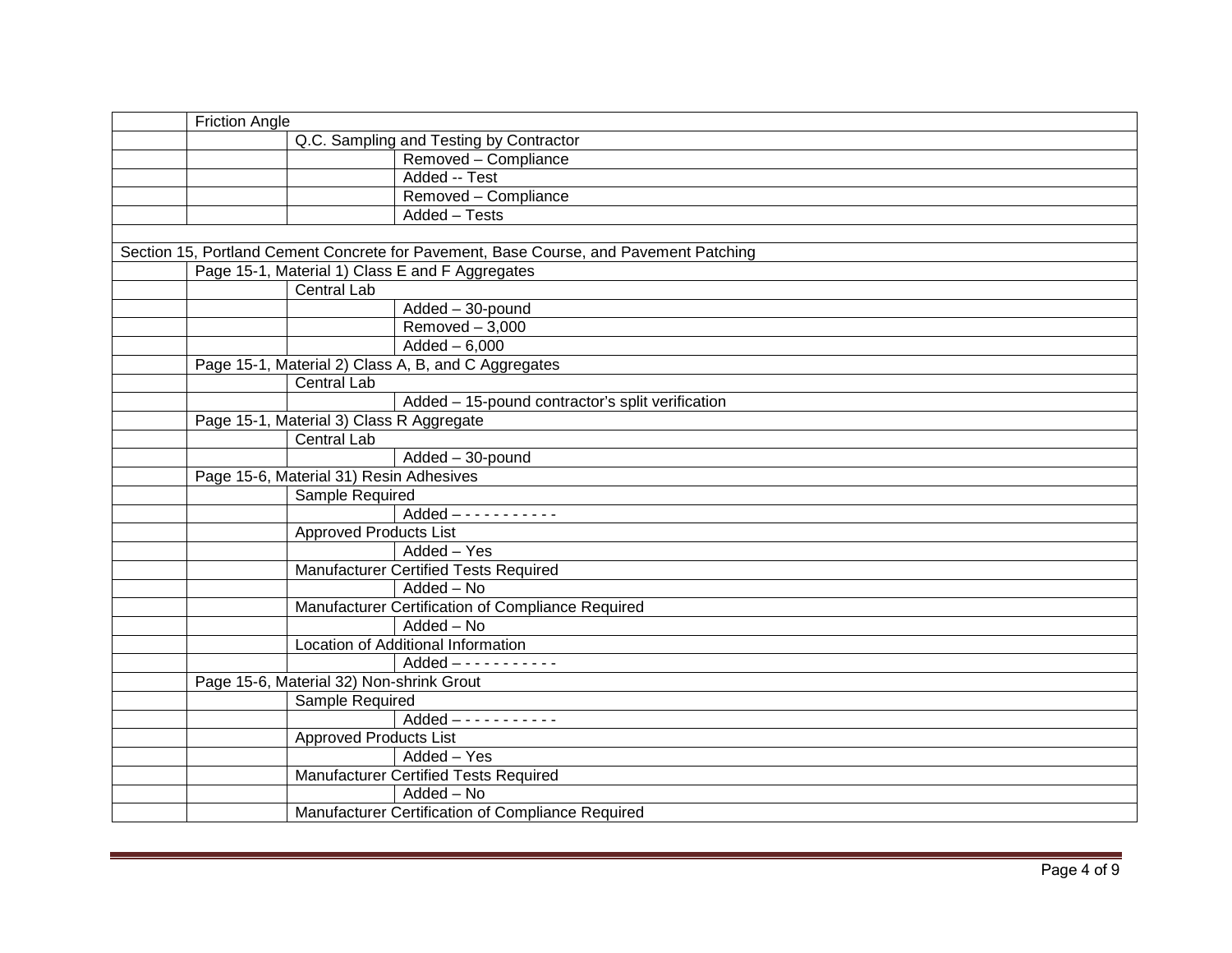| | | | |
|---|---|---|---|
| | Friction Angle | | |
| | | Q.C. Sampling and Testing by Contractor | |
| | | | Removed – Compliance |
| | | | Added -- Test |
| | | | Removed – Compliance |
| | | | Added – Tests |
| | | | |
| Section 15, Portland Cement Concrete for Pavement, Base Course, and Pavement Patching | | | |
| | Page 15-1, Material 1) Class E and F Aggregates | | |
| | | Central Lab | |
| | | | Added – 30-pound |
| | | | Removed – 3,000 |
| | | | Added – 6,000 |
| | Page 15-1, Material 2) Class A, B, and C Aggregates | | |
| | | Central Lab | |
| | | | Added – 15-pound contractor's split verification |
| | Page 15-1, Material 3) Class R Aggregate | | |
| | | Central Lab | |
| | | | Added – 30-pound |
| | Page 15-6, Material 31) Resin Adhesives | | |
| | | Sample Required | |
| | | | Added – - - - - - - - - - - |
| | | Approved Products List | |
| | | | Added – Yes |
| | | Manufacturer Certified Tests Required | |
| | | | Added – No |
| | | Manufacturer Certification of Compliance Required | |
| | | | Added – No |
| | | Location of Additional Information | |
| | | | Added – - - - - - - - - - - |
| | Page 15-6, Material 32) Non-shrink Grout | | |
| | | Sample Required | |
| | | | Added – - - - - - - - - - - |
| | | Approved Products List | |
| | | | Added – Yes |
| | | Manufacturer Certified Tests Required | |
| | | | Added – No |
| | | Manufacturer Certification of Compliance Required | |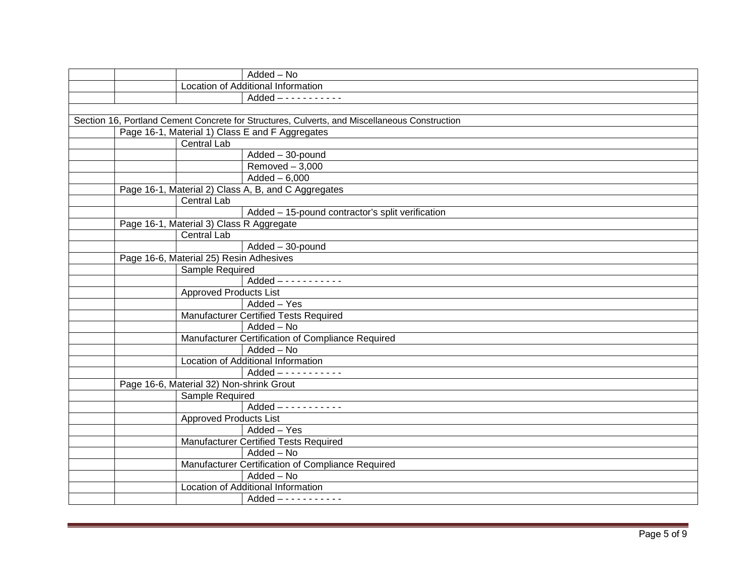| | | | |
|---|---|---|---|
| | | | Added – No |
| | | Location of Additional Information | |
| | | | Added – - - - - - - - - - - |
| | | | |
| Section 16, Portland Cement Concrete for Structures, Culverts, and Miscellaneous Construction | | | |
| | Page 16-1, Material 1) Class E and F Aggregates | | |
| | | Central Lab | |
| | | | Added – 30-pound |
| | | | Removed – 3,000 |
| | | | Added – 6,000 |
| | Page 16-1, Material 2) Class A, B, and C Aggregates | | |
| | | Central Lab | |
| | | | Added – 15-pound contractor's split verification |
| | Page 16-1, Material 3) Class R Aggregate | | |
| | | Central Lab | |
| | | | Added – 30-pound |
| | Page 16-6, Material 25) Resin Adhesives | | |
| | | Sample Required | |
| | | | Added – - - - - - - - - - - |
| | | Approved Products List | |
| | | | Added – Yes |
| | | Manufacturer Certified Tests Required | |
| | | | Added – No |
| | | Manufacturer Certification of Compliance Required | |
| | | | Added – No |
| | | Location of Additional Information | |
| | | | Added – - - - - - - - - - - |
| | Page 16-6, Material 32) Non-shrink Grout | | |
| | | Sample Required | |
| | | | Added – - - - - - - - - - - |
| | | Approved Products List | |
| | | | Added – Yes |
| | | Manufacturer Certified Tests Required | |
| | | | Added – No |
| | | Manufacturer Certification of Compliance Required | |
| | | | Added – No |
| | | Location of Additional Information | |
| | | | Added – - - - - - - - - - - |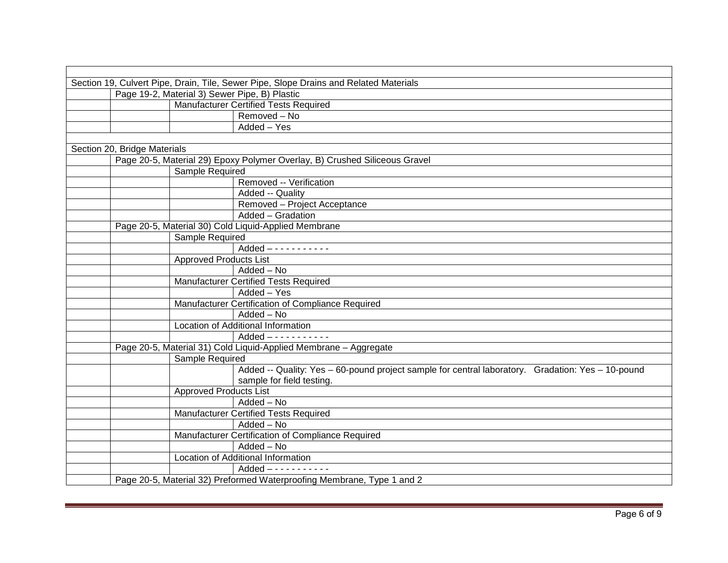| | | | |
|---|---|---|---|
| Section 19, Culvert Pipe, Drain, Tile, Sewer Pipe, Slope Drains and Related Materials | | | |
| | Page 19-2, Material 3) Sewer Pipe, B) Plastic | | |
| | | Manufacturer Certified Tests Required | |
| | | | Removed – No |
| | | | Added – Yes |
| | | | |
| Section 20, Bridge Materials | | | |
| | Page 20-5, Material 29) Epoxy Polymer Overlay, B) Crushed Siliceous Gravel | | |
| | | Sample Required | |
| | | | Removed -- Verification |
| | | | Added -- Quality |
| | | | Removed – Project Acceptance |
| | | | Added – Gradation |
| | Page 20-5, Material 30) Cold Liquid-Applied Membrane | | |
| | | Sample Required | |
| | | | Added – - - - - - - - - - - |
| | | Approved Products List | |
| | | | Added – No |
| | | Manufacturer Certified Tests Required | |
| | | | Added – Yes |
| | | Manufacturer Certification of Compliance Required | |
| | | | Added – No |
| | | Location of Additional Information | |
| | | | Added – - - - - - - - - - - |
| | Page 20-5, Material 31) Cold Liquid-Applied Membrane – Aggregate | | |
| | | Sample Required | |
| | | | Added -- Quality: Yes – 60-pound project sample for central laboratory. Gradation: Yes – 10-pound sample for field testing. |
| | | Approved Products List | |
| | | | Added – No |
| | | Manufacturer Certified Tests Required | |
| | | | Added – No |
| | | Manufacturer Certification of Compliance Required | |
| | | | Added – No |
| | | Location of Additional Information | |
| | | | Added – - - - - - - - - - - |
| | Page 20-5, Material 32) Preformed Waterproofing Membrane, Type 1 and 2 | | |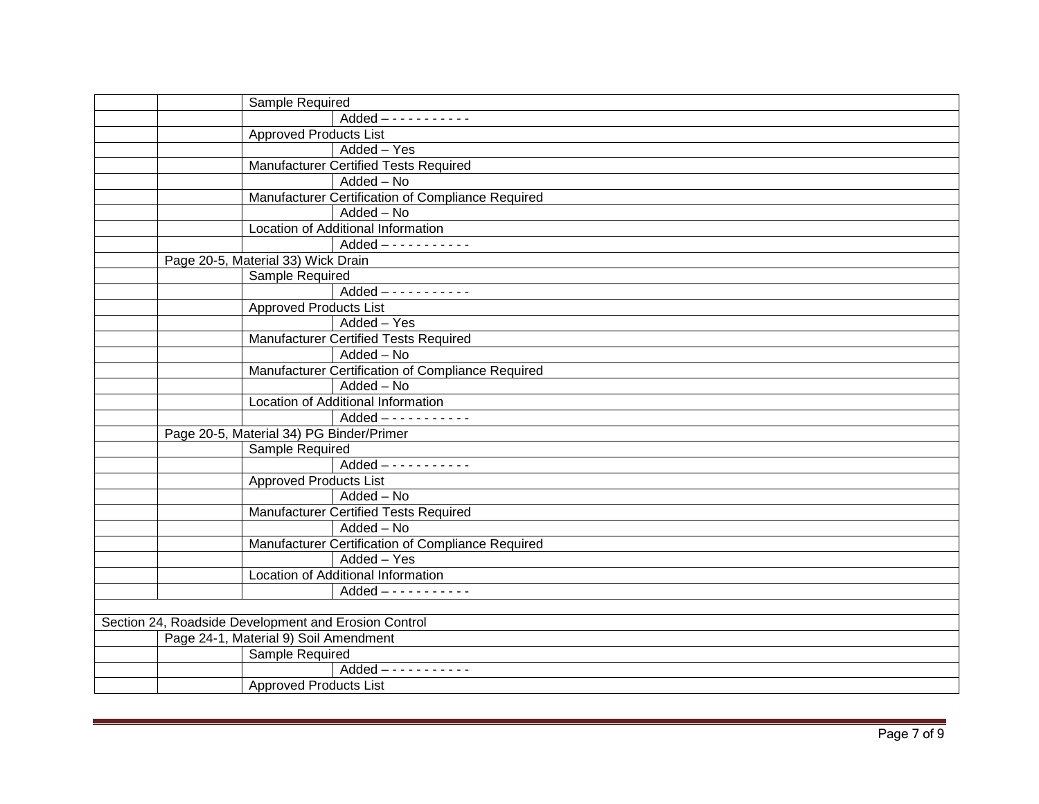| | | | |
|---|---|---|---|
| | | Sample Required | |
| | | | Added – - - - - - - - - - - |
| | | Approved Products List | |
| | | | Added – Yes |
| | | Manufacturer Certified Tests Required | |
| | | | Added – No |
| | | Manufacturer Certification of Compliance Required | |
| | | | Added – No |
| | | Location of Additional Information | |
| | | | Added – - - - - - - - - - - |
| | Page 20-5, Material 33) Wick Drain | | |
| | | Sample Required | |
| | | | Added – - - - - - - - - - - |
| | | Approved Products List | |
| | | | Added – Yes |
| | | Manufacturer Certified Tests Required | |
| | | | Added – No |
| | | Manufacturer Certification of Compliance Required | |
| | | | Added – No |
| | | Location of Additional Information | |
| | | | Added – - - - - - - - - - - |
| | Page 20-5, Material 34) PG Binder/Primer | | |
| | | Sample Required | |
| | | | Added – - - - - - - - - - - |
| | | Approved Products List | |
| | | | Added – No |
| | | Manufacturer Certified Tests Required | |
| | | | Added – No |
| | | Manufacturer Certification of Compliance Required | |
| | | | Added – Yes |
| | | Location of Additional Information | |
| | | | Added – - - - - - - - - - - |
| | | | |
| Section 24, Roadside Development and Erosion Control | | | |
| | Page 24-1, Material 9) Soil Amendment | | |
| | | Sample Required | |
| | | | Added – - - - - - - - - - - |
| | | Approved Products List | |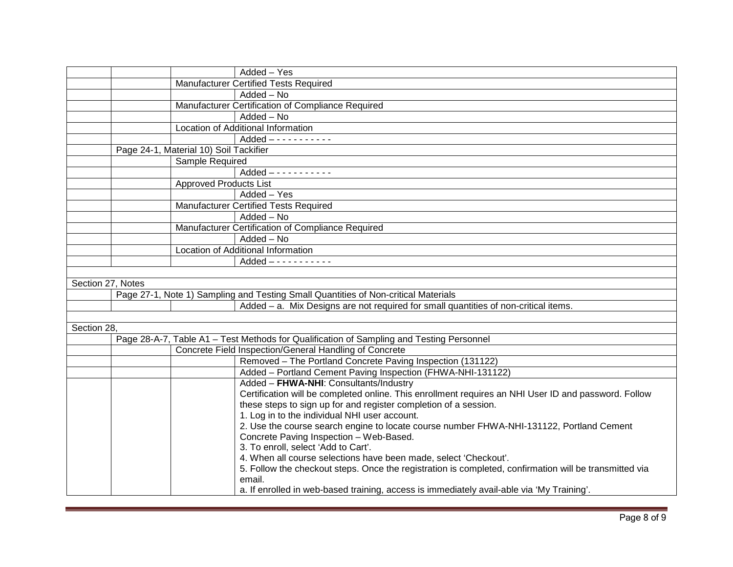| | | | |
|---|---|---|---|
| | | | Added – Yes |
| | | Manufacturer Certified Tests Required | |
| | | | Added – No |
| | | Manufacturer Certification of Compliance Required | |
| | | | Added – No |
| | | Location of Additional Information | |
| | | | Added – - - - - - - - - - - |
| | Page 24-1, Material 10) Soil Tackifier | | |
| | | Sample Required | |
| | | | Added – - - - - - - - - - - |
| | | Approved Products List | |
| | | | Added – Yes |
| | | Manufacturer Certified Tests Required | |
| | | | Added – No |
| | | Manufacturer Certification of Compliance Required | |
| | | | Added – No |
| | | Location of Additional Information | |
| | | | Added – - - - - - - - - - - |
| | | | |
| Section 27, Notes | | | |
| | Page 27-1, Note 1) Sampling and Testing Small Quantities of Non-critical Materials | | |
| | | | Added – a. Mix Designs are not required for small quantities of non-critical items. |
| | | | |
| Section 28, | | | |
| | Page 28-A-7, Table A1 – Test Methods for Qualification of Sampling and Testing Personnel | | |
| | | Concrete Field Inspection/General Handling of Concrete | |
| | | | Removed – The Portland Concrete Paving Inspection (131122) |
| | | | Added – Portland Cement Paving Inspection (FHWA-NHI-131122) |
| | | | Added – **FHWA-NHI**: Consultants/Industry<br>Certification will be completed online. This enrollment requires an NHI User ID and password. Follow these steps to sign up for and register completion of a session.<br>1. Log in to the individual NHI user account.<br>2. Use the course search engine to locate course number FHWA-NHI-131122, Portland Cement Concrete Paving Inspection – Web-Based.<br>3. To enroll, select 'Add to Cart'.<br>4. When all course selections have been made, select 'Checkout'.<br>5. Follow the checkout steps. Once the registration is completed, confirmation will be transmitted via email.<br>a. If enrolled in web-based training, access is immediately avail-able via 'My Training'. |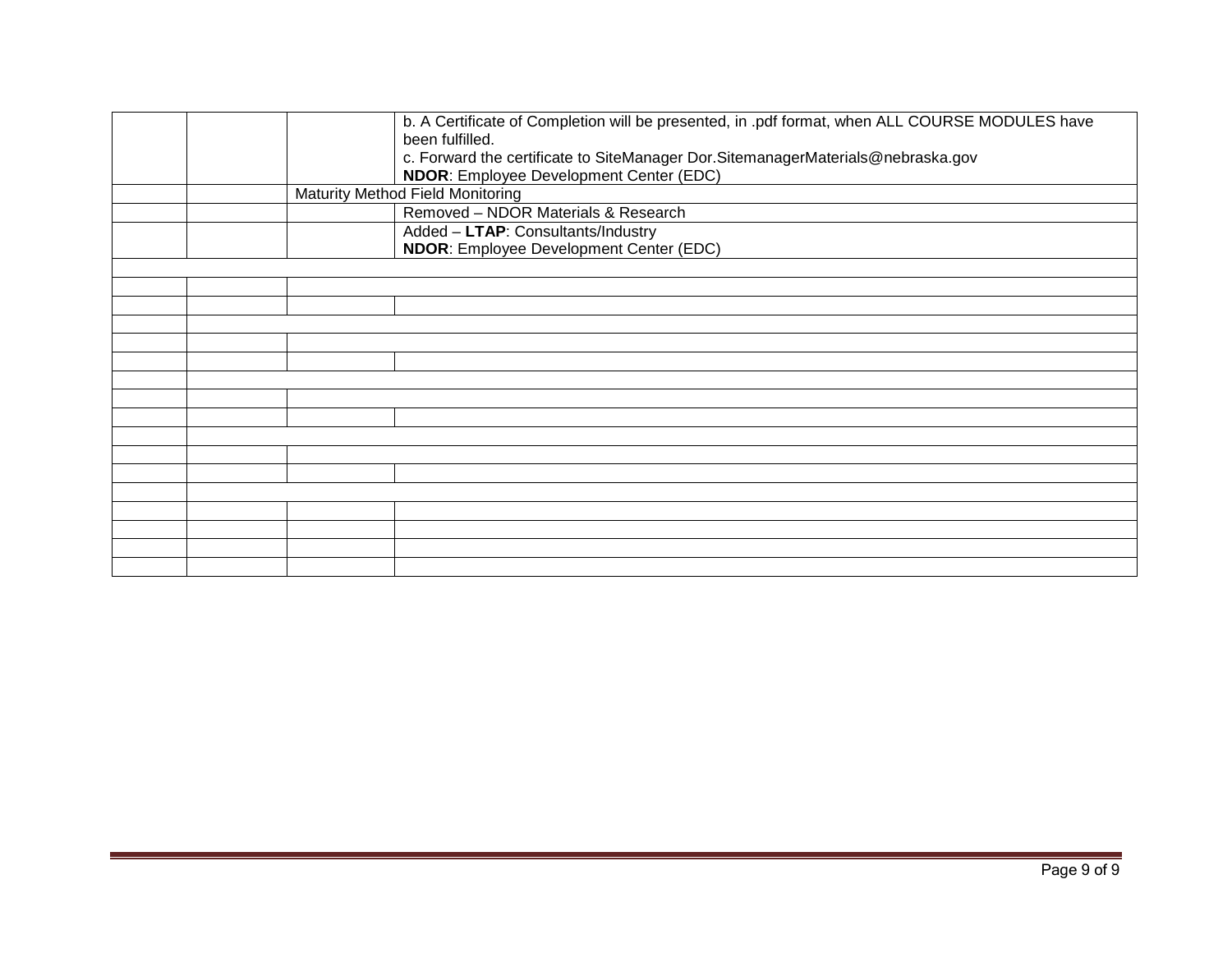| | | | |
|---|---|---|---|
| | | | b. A Certificate of Completion will be presented, in .pdf format, when ALL COURSE MODULES have been fulfilled.<br>c. Forward the certificate to SiteManager Dor.SitemanagerMaterials@nebraska.gov<br>**NDOR**: Employee Development Center (EDC) |
| | | Maturity Method Field Monitoring | |
| | | | Removed – NDOR Materials & Research |
| | | | Added – **LTAP**: Consultants/Industry<br>**NDOR**: Employee Development Center (EDC) |
| | | | |
| | | | |
| | | | |
| | | | |
| | | | |
| | | | |
| | | | |
| | | | |
| | | | |
| | | | |
| | | | |
| | | | |
| | | | |
| | | | |
| | | | |
| | | | |
| | | | |